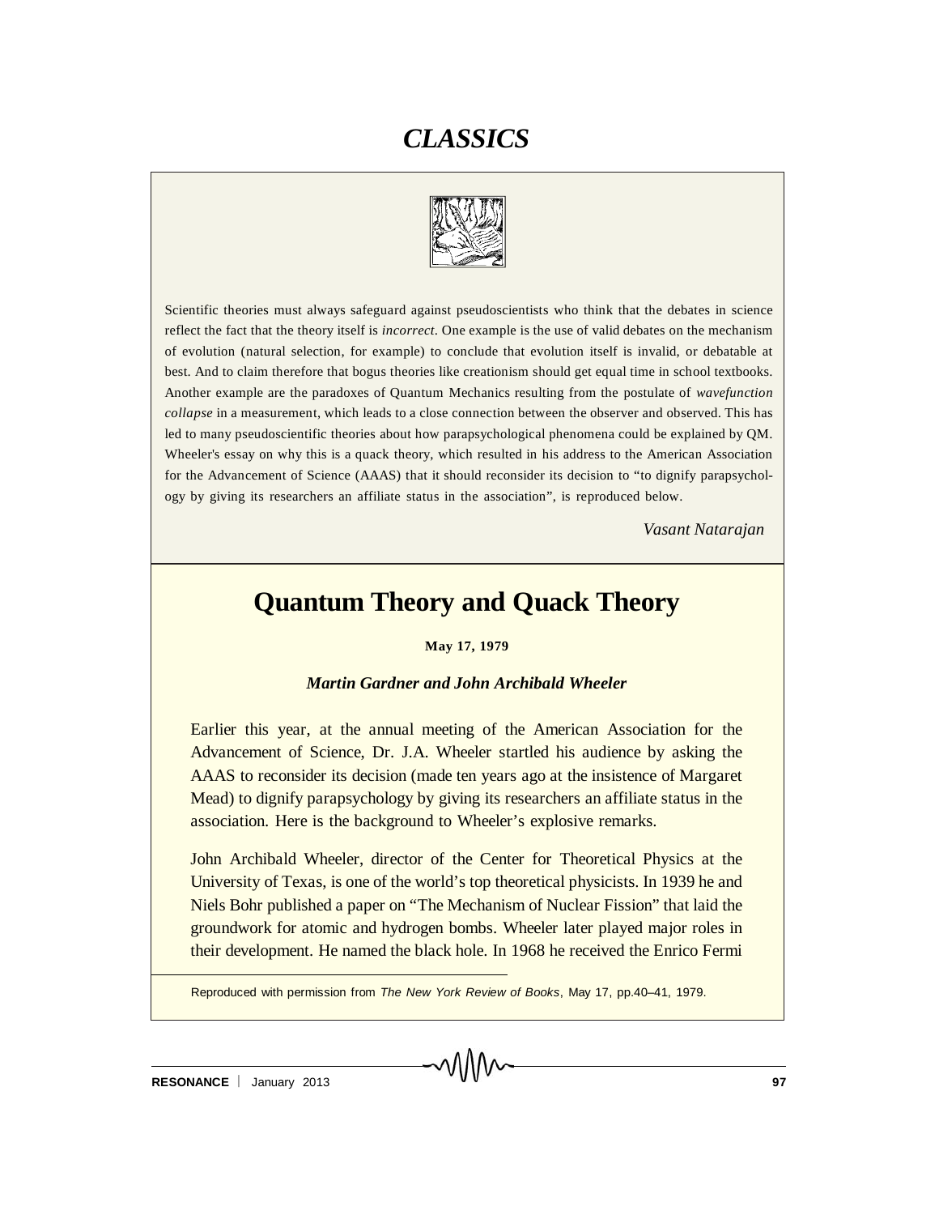# *CLASSICS*

Scientific theories must always safeguard against pseudoscientists who think that the debates in science reflect the fact that the theory itself is *incorrect*. One example is the use of valid debates on the mechanism of evolution (natural selection, for example) to conclude that evolution itself is invalid, or debatable at best. And to claim therefore that bogus theories like creationism should get equal time in school textbooks. Another example are the paradoxes of Quantum Mechanics resulting from the postulate of *wavefunction collapse* in a measurement, which leads to a close connection between the observer and observed. This has led to many pseudoscientific theories about how parapsychological phenomena could be explained by QM. Wheeler's essay on why this is a quack theory, which resulted in his address to the American Association for the Advancement of Science (AAAS) that it should reconsider its decision to "to dignify parapsychology by giving its researchers an affiliate status in the association", is reproduced below.

*Vasant Natarajan*

# Quantum Theory and Quack Theory

**May 17, 1979**

***Martin Gardner and John Archibald Wheeler***

Earlier this year, at the annual meeting of the American Association for the Advancement of Science, Dr. J.A. Wheeler startled his audience by asking the AAAS to reconsider its decision (made ten years ago at the insistence of Margaret Mead) to dignify parapsychology by giving its researchers an affiliate status in the association. Here is the background to Wheeler's explosive remarks.

John Archibald Wheeler, director of the Center for Theoretical Physics at the University of Texas, is one of the world's top theoretical physicists. In 1939 he and Niels Bohr published a paper on "The Mechanism of Nuclear Fission" that laid the groundwork for atomic and hydrogen bombs. Wheeler later played major roles in their development. He named the black hole. In 1968 he received the Enrico Fermi

Reproduced with permission from *The New York Review of Books*, May 17, pp.40–41, 1979.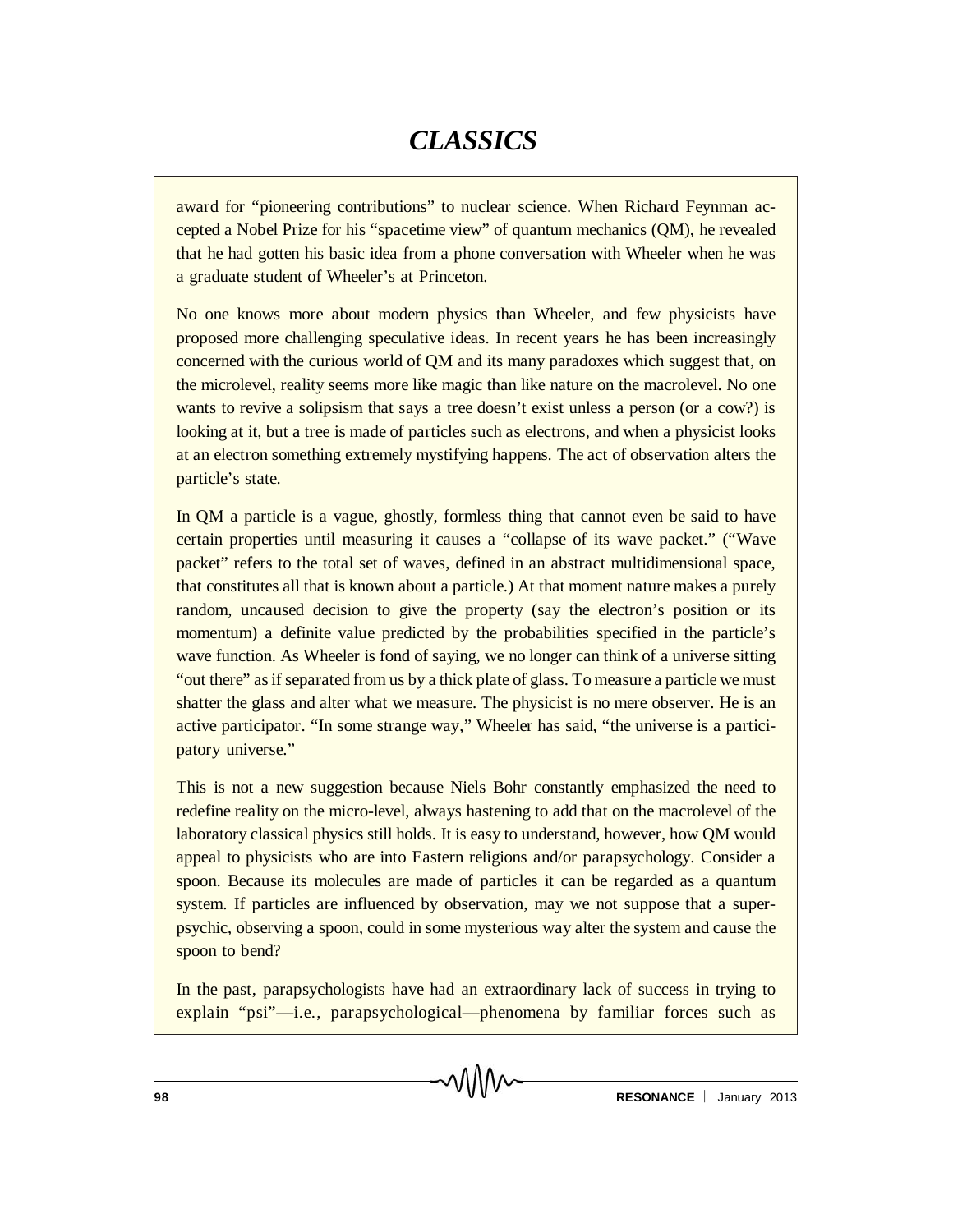award for "pioneering contributions" to nuclear science. When Richard Feynman accepted a Nobel Prize for his "spacetime view" of quantum mechanics (QM), he revealed that he had gotten his basic idea from a phone conversation with Wheeler when he was a graduate student of Wheeler's at Princeton.

No one knows more about modern physics than Wheeler, and few physicists have proposed more challenging speculative ideas. In recent years he has been increasingly concerned with the curious world of QM and its many paradoxes which suggest that, on the microlevel, reality seems more like magic than like nature on the macrolevel. No one wants to revive a solipsism that says a tree doesn't exist unless a person (or a cow?) is looking at it, but a tree is made of particles such as electrons, and when a physicist looks at an electron something extremely mystifying happens. The act of observation alters the particle's state.

In QM a particle is a vague, ghostly, formless thing that cannot even be said to have certain properties until measuring it causes a "collapse of its wave packet." ("Wave packet" refers to the total set of waves, defined in an abstract multidimensional space, that constitutes all that is known about a particle.) At that moment nature makes a purely random, uncaused decision to give the property (say the electron's position or its momentum) a definite value predicted by the probabilities specified in the particle's wave function. As Wheeler is fond of saying, we no longer can think of a universe sitting "out there" as if separated from us by a thick plate of glass. To measure a particle we must shatter the glass and alter what we measure. The physicist is no mere observer. He is an active participator. "In some strange way," Wheeler has said, "the universe is a participatory universe."

This is not a new suggestion because Niels Bohr constantly emphasized the need to redefine reality on the micro-level, always hastening to add that on the macrolevel of the laboratory classical physics still holds. It is easy to understand, however, how QM would appeal to physicists who are into Eastern religions and/or parapsychology. Consider a spoon. Because its molecules are made of particles it can be regarded as a quantum system. If particles are influenced by observation, may we not suppose that a superpsychic, observing a spoon, could in some mysterious way alter the system and cause the spoon to bend?

In the past, parapsychologists have had an extraordinary lack of success in trying to explain "psi"—i.e., parapsychological—phenomena by familiar forces such as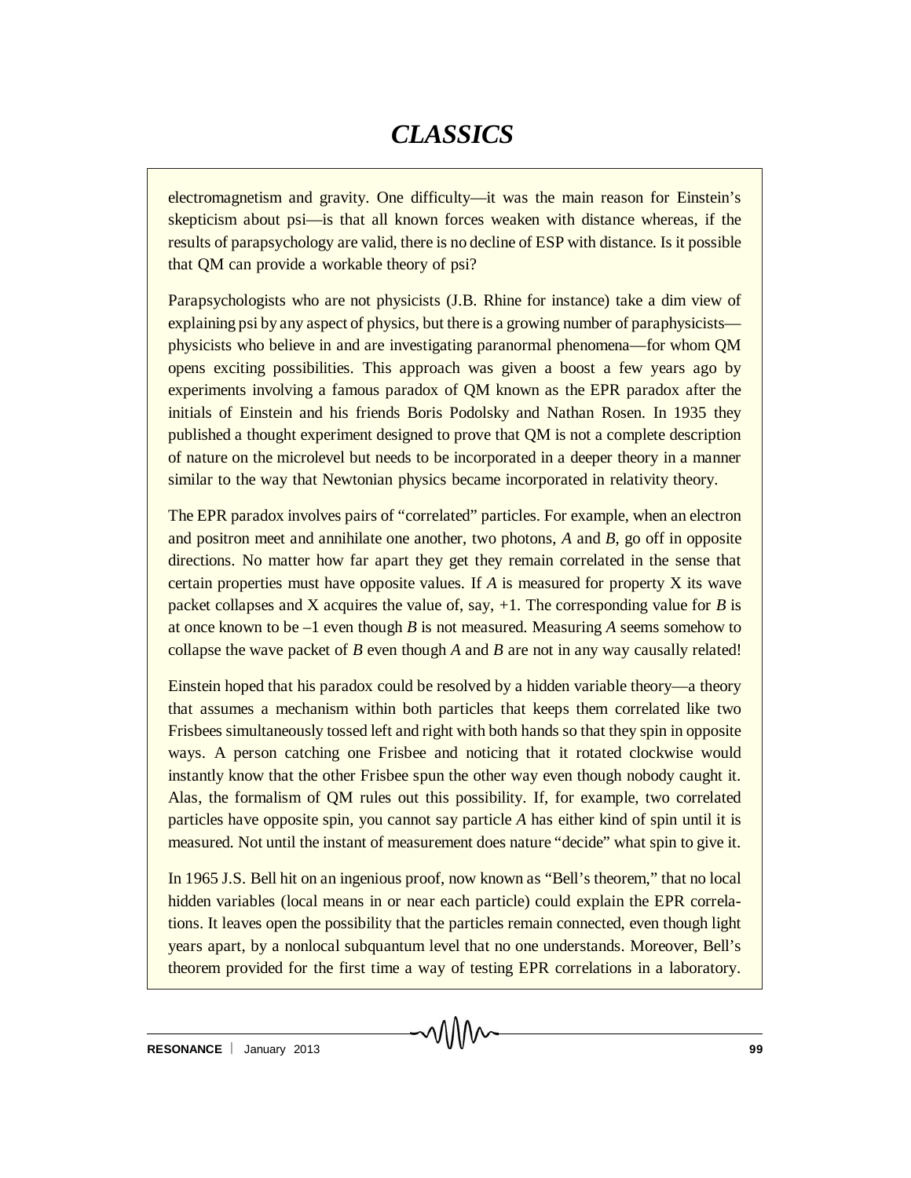electromagnetism and gravity. One difficulty—it was the main reason for Einstein's skepticism about psi—is that all known forces weaken with distance whereas, if the results of parapsychology are valid, there is no decline of ESP with distance. Is it possible that QM can provide a workable theory of psi?

Parapsychologists who are not physicists (J.B. Rhine for instance) take a dim view of explaining psi by any aspect of physics, but there is a growing number of paraphysicists—physicists who believe in and are investigating paranormal phenomena—for whom QM opens exciting possibilities. This approach was given a boost a few years ago by experiments involving a famous paradox of QM known as the EPR paradox after the initials of Einstein and his friends Boris Podolsky and Nathan Rosen. In 1935 they published a thought experiment designed to prove that QM is not a complete description of nature on the microlevel but needs to be incorporated in a deeper theory in a manner similar to the way that Newtonian physics became incorporated in relativity theory.

The EPR paradox involves pairs of "correlated" particles. For example, when an electron and positron meet and annihilate one another, two photons, *A* and *B*, go off in opposite directions. No matter how far apart they get they remain correlated in the sense that certain properties must have opposite values. If *A* is measured for property X its wave packet collapses and X acquires the value of, say, +1. The corresponding value for *B* is at once known to be –1 even though *B* is not measured. Measuring *A* seems somehow to collapse the wave packet of *B* even though *A* and *B* are not in any way causally related!

Einstein hoped that his paradox could be resolved by a hidden variable theory—a theory that assumes a mechanism within both particles that keeps them correlated like two Frisbees simultaneously tossed left and right with both hands so that they spin in opposite ways. A person catching one Frisbee and noticing that it rotated clockwise would instantly know that the other Frisbee spun the other way even though nobody caught it. Alas, the formalism of QM rules out this possibility. If, for example, two correlated particles have opposite spin, you cannot say particle *A* has either kind of spin until it is measured. Not until the instant of measurement does nature "decide" what spin to give it.

In 1965 J.S. Bell hit on an ingenious proof, now known as "Bell's theorem," that no local hidden variables (local means in or near each particle) could explain the EPR correlations. It leaves open the possibility that the particles remain connected, even though light years apart, by a nonlocal subquantum level that no one understands. Moreover, Bell's theorem provided for the first time a way of testing EPR correlations in a laboratory.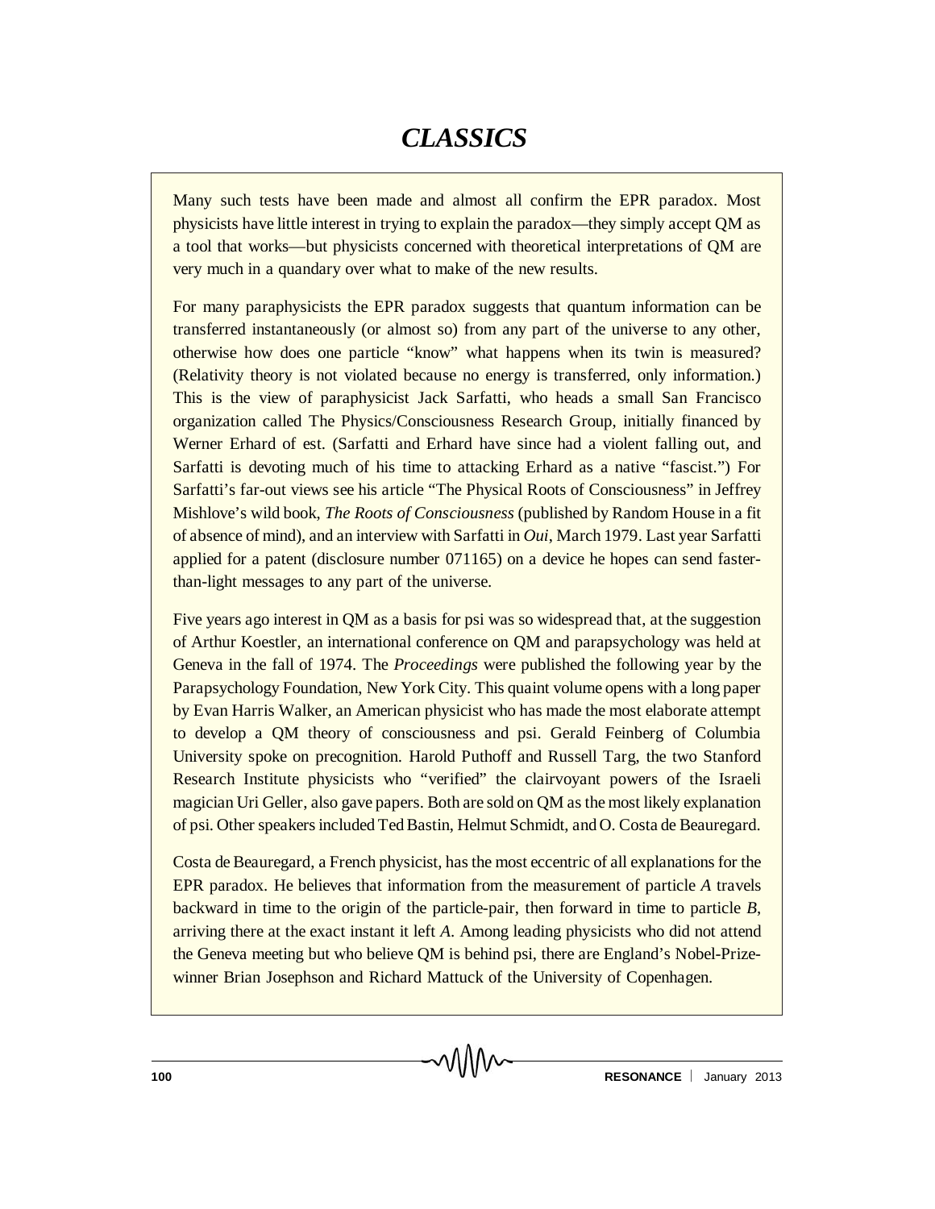Many such tests have been made and almost all confirm the EPR paradox. Most physicists have little interest in trying to explain the paradox—they simply accept QM as a tool that works—but physicists concerned with theoretical interpretations of QM are very much in a quandary over what to make of the new results.

For many paraphysicists the EPR paradox suggests that quantum information can be transferred instantaneously (or almost so) from any part of the universe to any other, otherwise how does one particle "know" what happens when its twin is measured? (Relativity theory is not violated because no energy is transferred, only information.) This is the view of paraphysicist Jack Sarfatti, who heads a small San Francisco organization called The Physics/Consciousness Research Group, initially financed by Werner Erhard of est. (Sarfatti and Erhard have since had a violent falling out, and Sarfatti is devoting much of his time to attacking Erhard as a native "fascist.") For Sarfatti's far-out views see his article "The Physical Roots of Consciousness" in Jeffrey Mishlove's wild book, *The Roots of Consciousness* (published by Random House in a fit of absence of mind), and an interview with Sarfatti in *Oui*, March 1979. Last year Sarfatti applied for a patent (disclosure number 071165) on a device he hopes can send faster-than-light messages to any part of the universe.

Five years ago interest in QM as a basis for psi was so widespread that, at the suggestion of Arthur Koestler, an international conference on QM and parapsychology was held at Geneva in the fall of 1974. The *Proceedings* were published the following year by the Parapsychology Foundation, New York City. This quaint volume opens with a long paper by Evan Harris Walker, an American physicist who has made the most elaborate attempt to develop a QM theory of consciousness and psi. Gerald Feinberg of Columbia University spoke on precognition. Harold Puthoff and Russell Targ, the two Stanford Research Institute physicists who "verified" the clairvoyant powers of the Israeli magician Uri Geller, also gave papers. Both are sold on QM as the most likely explanation of psi. Other speakers included Ted Bastin, Helmut Schmidt, and O. Costa de Beauregard.

Costa de Beauregard, a French physicist, has the most eccentric of all explanations for the EPR paradox. He believes that information from the measurement of particle *A* travels backward in time to the origin of the particle-pair, then forward in time to particle *B*, arriving there at the exact instant it left *A*. Among leading physicists who did not attend the Geneva meeting but who believe QM is behind psi, there are England's Nobel-Prize-winner Brian Josephson and Richard Mattuck of the University of Copenhagen.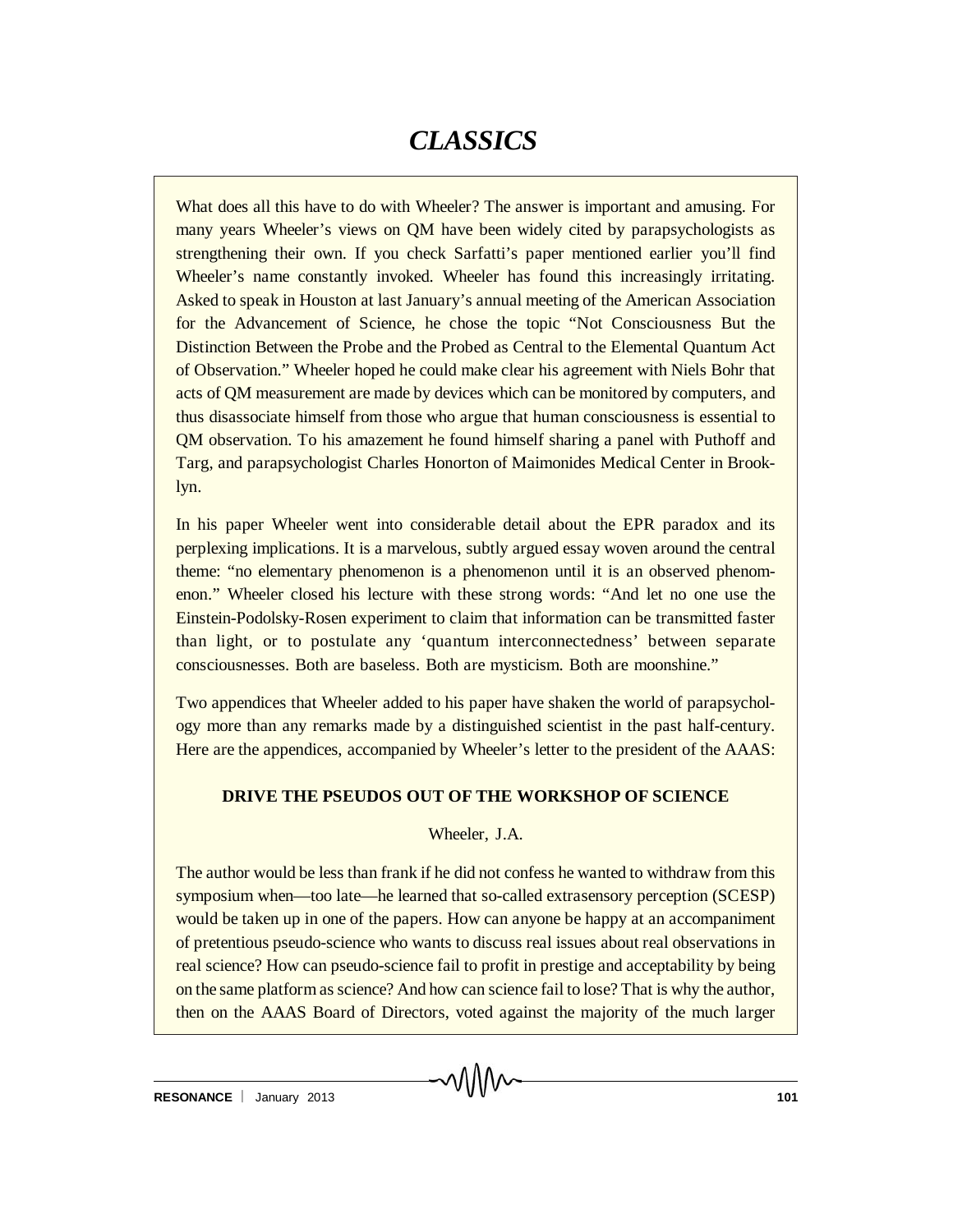What does all this have to do with Wheeler? The answer is important and amusing. For many years Wheeler's views on QM have been widely cited by parapsychologists as strengthening their own. If you check Sarfatti's paper mentioned earlier you'll find Wheeler's name constantly invoked. Wheeler has found this increasingly irritating. Asked to speak in Houston at last January's annual meeting of the American Association for the Advancement of Science, he chose the topic "Not Consciousness But the Distinction Between the Probe and the Probed as Central to the Elemental Quantum Act of Observation." Wheeler hoped he could make clear his agreement with Niels Bohr that acts of QM measurement are made by devices which can be monitored by computers, and thus disassociate himself from those who argue that human consciousness is essential to QM observation. To his amazement he found himself sharing a panel with Puthoff and Targ, and parapsychologist Charles Honorton of Maimonides Medical Center in Brooklyn.

In his paper Wheeler went into considerable detail about the EPR paradox and its perplexing implications. It is a marvelous, subtly argued essay woven around the central theme: "no elementary phenomenon is a phenomenon until it is an observed phenomenon." Wheeler closed his lecture with these strong words: "And let no one use the Einstein-Podolsky-Rosen experiment to claim that information can be transmitted faster than light, or to postulate any 'quantum interconnectedness' between separate consciousnesses. Both are baseless. Both are mysticism. Both are moonshine."

Two appendices that Wheeler added to his paper have shaken the world of parapsychology more than any remarks made by a distinguished scientist in the past half-century. Here are the appendices, accompanied by Wheeler's letter to the president of the AAAS:

**DRIVE THE PSEUDOS OUT OF THE WORKSHOP OF SCIENCE**

Wheeler, J.A.

The author would be less than frank if he did not confess he wanted to withdraw from this symposium when—too late—he learned that so-called extrasensory perception (SCESP) would be taken up in one of the papers. How can anyone be happy at an accompaniment of pretentious pseudo-science who wants to discuss real issues about real observations in real science? How can pseudo-science fail to profit in prestige and acceptability by being on the same platform as science? And how can science fail to lose? That is why the author, then on the AAAS Board of Directors, voted against the majority of the much larger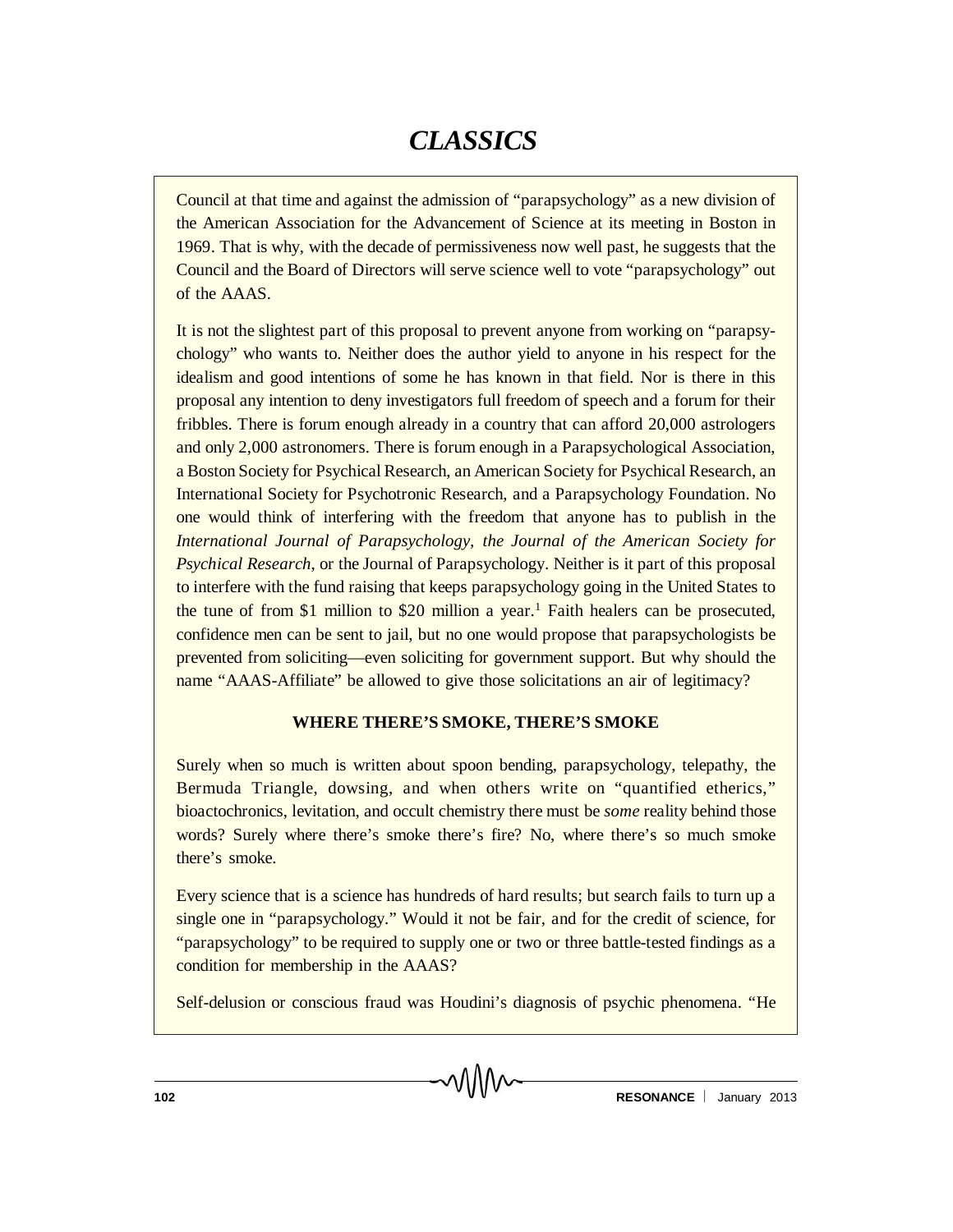Council at that time and against the admission of "parapsychology" as a new division of the American Association for the Advancement of Science at its meeting in Boston in 1969. That is why, with the decade of permissiveness now well past, he suggests that the Council and the Board of Directors will serve science well to vote "parapsychology" out of the AAAS.

It is not the slightest part of this proposal to prevent anyone from working on "parapsychology" who wants to. Neither does the author yield to anyone in his respect for the idealism and good intentions of some he has known in that field. Nor is there in this proposal any intention to deny investigators full freedom of speech and a forum for their fribbles. There is forum enough already in a country that can afford 20,000 astrologers and only 2,000 astronomers. There is forum enough in a Parapsychological Association, a Boston Society for Psychical Research, an American Society for Psychical Research, an International Society for Psychotronic Research, and a Parapsychology Foundation. No one would think of interfering with the freedom that anyone has to publish in the *International Journal of Parapsychology, the Journal of the American Society for Psychical Research*, or the Journal of Parapsychology. Neither is it part of this proposal to interfere with the fund raising that keeps parapsychology going in the United States to the tune of from \$1 million to \$20 million a year.[1] Faith healers can be prosecuted, confidence men can be sent to jail, but no one would propose that parapsychologists be prevented from soliciting—even soliciting for government support. But why should the name "AAAS-Affiliate" be allowed to give those solicitations an air of legitimacy?

**WHERE THERE'S SMOKE, THERE'S SMOKE**

Surely when so much is written about spoon bending, parapsychology, telepathy, the Bermuda Triangle, dowsing, and when others write on "quantified etherics," bioactochronics, levitation, and occult chemistry there must be *some* reality behind those words? Surely where there's smoke there's fire? No, where there's so much smoke there's smoke.

Every science that is a science has hundreds of hard results; but search fails to turn up a single one in "parapsychology." Would it not be fair, and for the credit of science, for "parapsychology" to be required to supply one or two or three battle-tested findings as a condition for membership in the AAAS?

Self-delusion or conscious fraud was Houdini's diagnosis of psychic phenomena. "He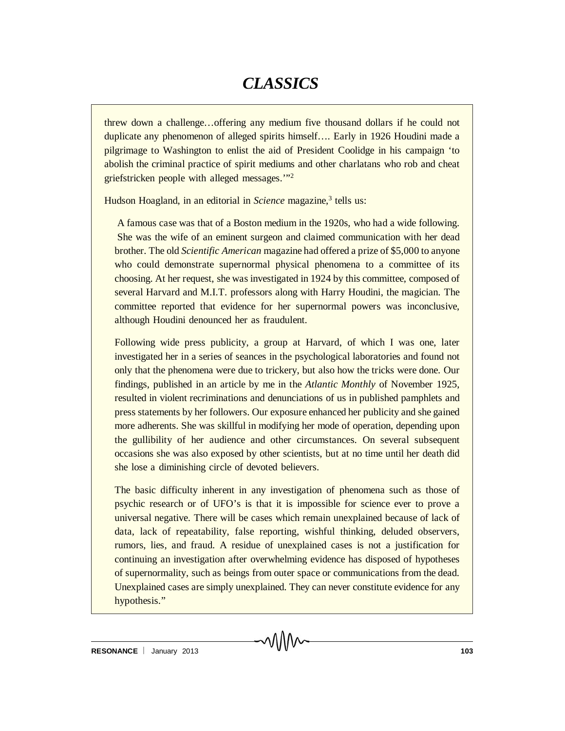threw down a challenge…offering any medium five thousand dollars if he could not duplicate any phenomenon of alleged spirits himself…. Early in 1926 Houdini made a pilgrimage to Washington to enlist the aid of President Coolidge in his campaign 'to abolish the criminal practice of spirit mediums and other charlatans who rob and cheat griefstricken people with alleged messages.'"[2]

Hudson Hoagland, in an editorial in *Science* magazine,[3] tells us:

> A famous case was that of a Boston medium in the 1920s, who had a wide following. She was the wife of an eminent surgeon and claimed communication with her dead brother. The old *Scientific American* magazine had offered a prize of $5,000 to anyone who could demonstrate supernormal physical phenomena to a committee of its choosing. At her request, she was investigated in 1924 by this committee, composed of several Harvard and M.I.T. professors along with Harry Houdini, the magician. The committee reported that evidence for her supernormal powers was inconclusive, although Houdini denounced her as fraudulent.
>
> Following wide press publicity, a group at Harvard, of which I was one, later investigated her in a series of seances in the psychological laboratories and found not only that the phenomena were due to trickery, but also how the tricks were done. Our findings, published in an article by me in the *Atlantic Monthly* of November 1925, resulted in violent recriminations and denunciations of us in published pamphlets and press statements by her followers. Our exposure enhanced her publicity and she gained more adherents. She was skillful in modifying her mode of operation, depending upon the gullibility of her audience and other circumstances. On several subsequent occasions she was also exposed by other scientists, but at no time until her death did she lose a diminishing circle of devoted believers.
>
> The basic difficulty inherent in any investigation of phenomena such as those of psychic research or of UFO's is that it is impossible for science ever to prove a universal negative. There will be cases which remain unexplained because of lack of data, lack of repeatability, false reporting, wishful thinking, deluded observers, rumors, lies, and fraud. A residue of unexplained cases is not a justification for continuing an investigation after overwhelming evidence has disposed of hypotheses of supernormality, such as beings from outer space or communications from the dead. Unexplained cases are simply unexplained. They can never constitute evidence for any hypothesis."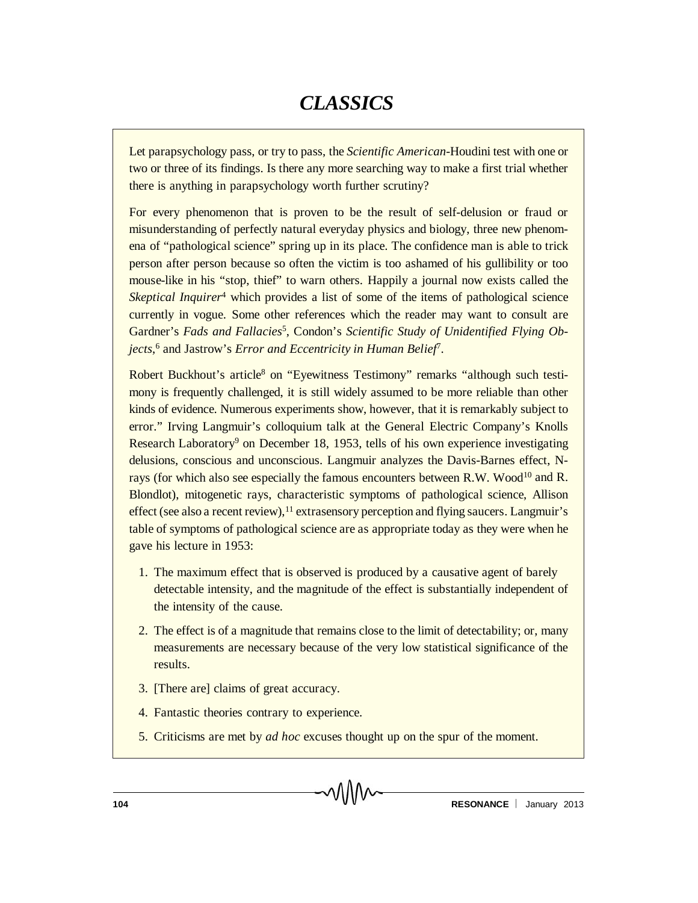# *CLASSICS*

Let parapsychology pass, or try to pass, the *Scientific American*-Houdini test with one or two or three of its findings. Is there any more searching way to make a first trial whether there is anything in parapsychology worth further scrutiny?

For every phenomenon that is proven to be the result of self-delusion or fraud or misunderstanding of perfectly natural everyday physics and biology, three new phenomena of "pathological science" spring up in its place. The confidence man is able to trick person after person because so often the victim is too ashamed of his gullibility or too mouse-like in his "stop, thief" to warn others. Happily a journal now exists called the *Skeptical Inquirer*[4] which provides a list of some of the items of pathological science currently in vogue. Some other references which the reader may want to consult are Gardner's *Fads and Fallacies*[5], Condon's *Scientific Study of Unidentified Flying Objects*,[6] and Jastrow's *Error and Eccentricity in Human Belief*[7].

Robert Buckhout's article[8] on "Eyewitness Testimony" remarks "although such testimony is frequently challenged, it is still widely assumed to be more reliable than other kinds of evidence. Numerous experiments show, however, that it is remarkably subject to error." Irving Langmuir's colloquium talk at the General Electric Company's Knolls Research Laboratory[9] on December 18, 1953, tells of his own experience investigating delusions, conscious and unconscious. Langmuir analyzes the Davis-Barnes effect, N-rays (for which also see especially the famous encounters between R.W. Wood[10] and R. Blondlot), mitogenetic rays, characteristic symptoms of pathological science, Allison effect (see also a recent review),[11] extrasensory perception and flying saucers. Langmuir's table of symptoms of pathological science are as appropriate today as they were when he gave his lecture in 1953:

1. The maximum effect that is observed is produced by a causative agent of barely detectable intensity, and the magnitude of the effect is substantially independent of the intensity of the cause.
2. The effect is of a magnitude that remains close to the limit of detectability; or, many measurements are necessary because of the very low statistical significance of the results.
3. [There are] claims of great accuracy.
4. Fantastic theories contrary to experience.
5. Criticisms are met by *ad hoc* excuses thought up on the spur of the moment.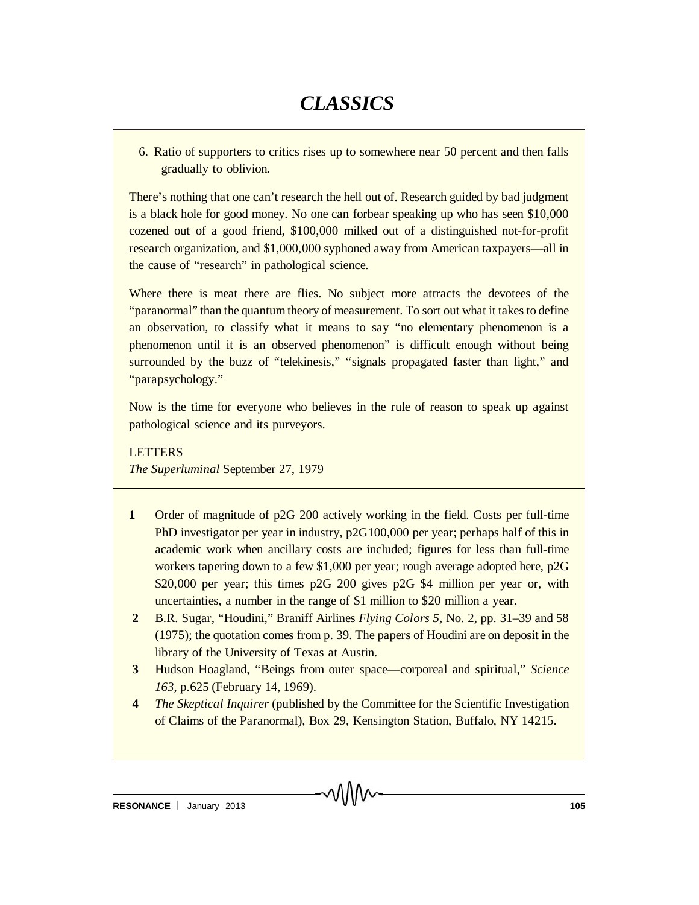6. Ratio of supporters to critics rises up to somewhere near 50 percent and then falls gradually to oblivion.

There's nothing that one can't research the hell out of. Research guided by bad judgment is a black hole for good money. No one can forbear speaking up who has seen $10,000 cozened out of a good friend, $100,000 milked out of a distinguished not-for-profit research organization, and $1,000,000 syphoned away from American taxpayers—all in the cause of "research" in pathological science.

Where there is meat there are flies. No subject more attracts the devotees of the "paranormal" than the quantum theory of measurement. To sort out what it takes to define an observation, to classify what it means to say "no elementary phenomenon is a phenomenon until it is an observed phenomenon" is difficult enough without being surrounded by the buzz of "telekinesis," "signals propagated faster than light," and "parapsychology."

Now is the time for everyone who believes in the rule of reason to speak up against pathological science and its purveyors.

LETTERS
*The Superluminal* September 27, 1979

**1** Order of magnitude of p2G 200 actively working in the field. Costs per full-time PhD investigator per year in industry, p2G100,000 per year; perhaps half of this in academic work when ancillary costs are included; figures for less than full-time workers tapering down to a few $1,000 per year; rough average adopted here, p2G $20,000 per year; this times p2G 200 gives p2G $4 million per year or, with uncertainties, a number in the range of $1 million to $20 million a year.

**2** B.R. Sugar, "Houdini," Braniff Airlines *Flying Colors 5*, No. 2, pp. 31–39 and 58 (1975); the quotation comes from p. 39. The papers of Houdini are on deposit in the library of the University of Texas at Austin.

**3** Hudson Hoagland, "Beings from outer space—corporeal and spiritual," *Science 163*, p.625 (February 14, 1969).

**4** *The Skeptical Inquirer* (published by the Committee for the Scientific Investigation of Claims of the Paranormal), Box 29, Kensington Station, Buffalo, NY 14215.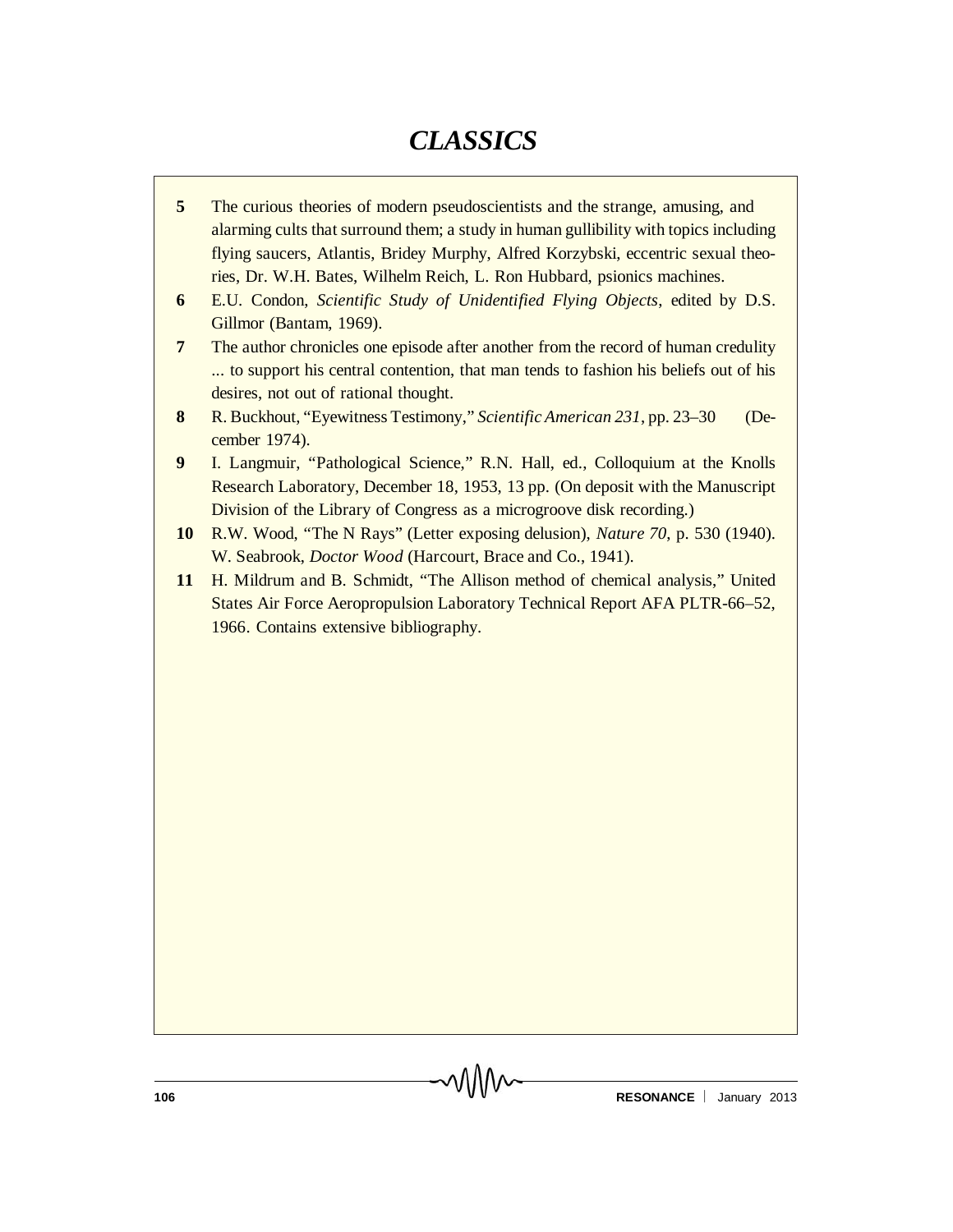**5** The curious theories of modern pseudoscientists and the strange, amusing, and alarming cults that surround them; a study in human gullibility with topics including flying saucers, Atlantis, Bridey Murphy, Alfred Korzybski, eccentric sexual theories, Dr. W.H. Bates, Wilhelm Reich, L. Ron Hubbard, psionics machines.

**6** E.U. Condon, *Scientific Study of Unidentified Flying Objects*, edited by D.S. Gillmor (Bantam, 1969).

**7** The author chronicles one episode after another from the record of human credulity ... to support his central contention, that man tends to fashion his beliefs out of his desires, not out of rational thought.

**8** R. Buckhout, "Eyewitness Testimony," *Scientific American 231*, pp. 23–30 (December 1974).

**9** I. Langmuir, "Pathological Science," R.N. Hall, ed., Colloquium at the Knolls Research Laboratory, December 18, 1953, 13 pp. (On deposit with the Manuscript Division of the Library of Congress as a microgroove disk recording.)

**10** R.W. Wood, "The N Rays" (Letter exposing delusion), *Nature 70*, p. 530 (1940). W. Seabrook, *Doctor Wood* (Harcourt, Brace and Co., 1941).

**11** H. Mildrum and B. Schmidt, "The Allison method of chemical analysis," United States Air Force Aeropropulsion Laboratory Technical Report AFA PLTR-66–52, 1966. Contains extensive bibliography.